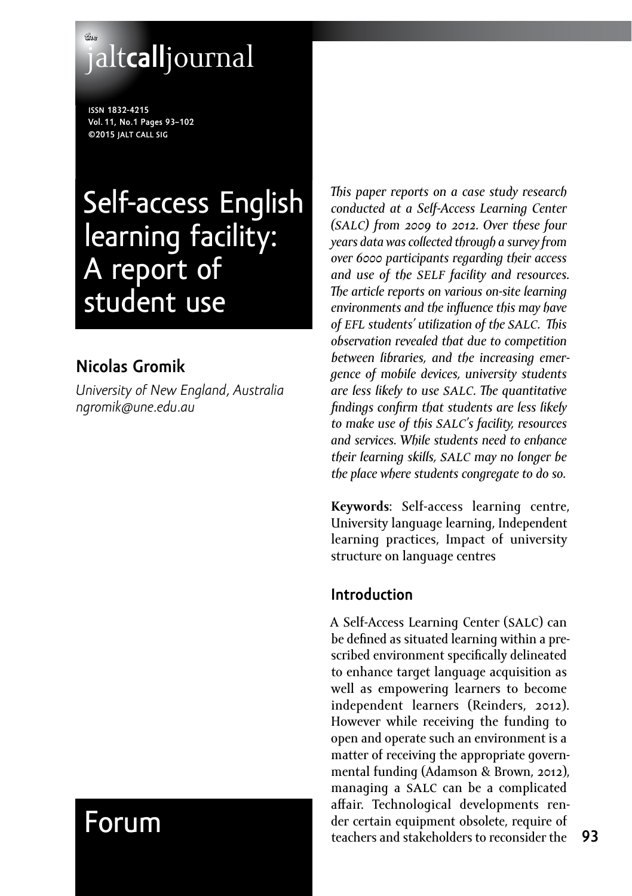# Self-access English learning facility: A report of student use

**Nicolas Gromik**

*University of New England, Australia*
*ngromik@une.edu.au*

*This paper reports on a case study research conducted at a Self-Access Learning Center (SALC) from 2009 to 2012. Over these four years data was collected through a survey from over 6000 participants regarding their access and use of the SELF facility and resources. The article reports on various on-site learning environments and the influence this may have of EFL students' utilization of the SALC. This observation revealed that due to competition between libraries, and the increasing emergence of mobile devices, university students are less likely to use SALC. The quantitative findings confirm that students are less likely to make use of this SALC's facility, resources and services. While students need to enhance their learning skills, SALC may no longer be the place where students congregate to do so.*

**Keywords**: Self-access learning centre, University language learning, Independent learning practices, Impact of university structure on language centres

## Forum

## Introduction

A Self-Access Learning Center (SALC) can be defined as situated learning within a prescribed environment specifically delineated to enhance target language acquisition as well as empowering learners to become independent learners (Reinders, 2012). However while receiving the funding to open and operate such an environment is a matter of receiving the appropriate governmental funding (Adamson & Brown, 2012), managing a SALC can be a complicated affair. Technological developments render certain equipment obsolete, require of teachers and stakeholders to reconsider the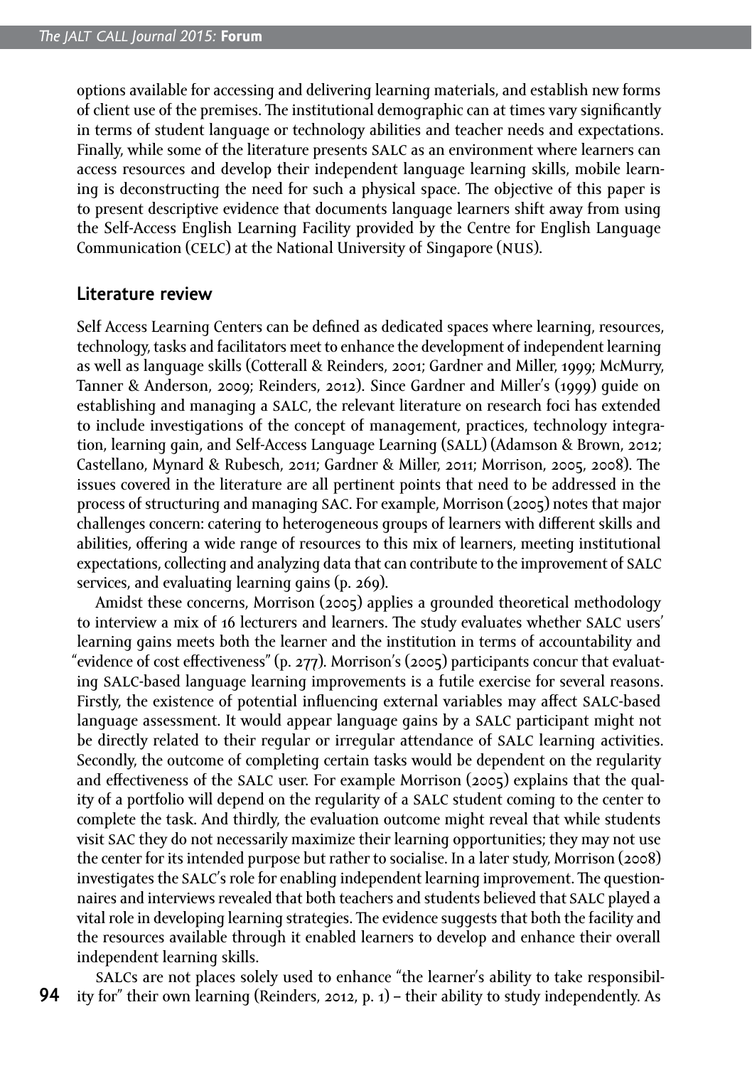options available for accessing and delivering learning materials, and establish new forms of client use of the premises. The institutional demographic can at times vary significantly in terms of student language or technology abilities and teacher needs and expectations. Finally, while some of the literature presents SALC as an environment where learners can access resources and develop their independent language learning skills, mobile learning is deconstructing the need for such a physical space. The objective of this paper is to present descriptive evidence that documents language learners shift away from using the Self-Access English Learning Facility provided by the Centre for English Language Communication (CELC) at the National University of Singapore (NUS).

## Literature review

Self Access Learning Centers can be defined as dedicated spaces where learning, resources, technology, tasks and facilitators meet to enhance the development of independent learning as well as language skills (Cotterall & Reinders, 2001; Gardner and Miller, 1999; McMurry, Tanner & Anderson, 2009; Reinders, 2012). Since Gardner and Miller's (1999) guide on establishing and managing a SALC, the relevant literature on research foci has extended to include investigations of the concept of management, practices, technology integration, learning gain, and Self-Access Language Learning (SALL) (Adamson & Brown, 2012; Castellano, Mynard & Rubesch, 2011; Gardner & Miller, 2011; Morrison, 2005, 2008). The issues covered in the literature are all pertinent points that need to be addressed in the process of structuring and managing SAC. For example, Morrison (2005) notes that major challenges concern: catering to heterogeneous groups of learners with different skills and abilities, offering a wide range of resources to this mix of learners, meeting institutional expectations, collecting and analyzing data that can contribute to the improvement of SALC services, and evaluating learning gains (p. 269).

Amidst these concerns, Morrison (2005) applies a grounded theoretical methodology to interview a mix of 16 lecturers and learners. The study evaluates whether SALC users' learning gains meets both the learner and the institution in terms of accountability and "evidence of cost effectiveness" (p. 277). Morrison's (2005) participants concur that evaluating SALC-based language learning improvements is a futile exercise for several reasons. Firstly, the existence of potential influencing external variables may affect SALC-based language assessment. It would appear language gains by a SALC participant might not be directly related to their regular or irregular attendance of SALC learning activities. Secondly, the outcome of completing certain tasks would be dependent on the regularity and effectiveness of the SALC user. For example Morrison (2005) explains that the quality of a portfolio will depend on the regularity of a SALC student coming to the center to complete the task. And thirdly, the evaluation outcome might reveal that while students visit SAC they do not necessarily maximize their learning opportunities; they may not use the center for its intended purpose but rather to socialise. In a later study, Morrison (2008) investigates the SALC's role for enabling independent learning improvement. The questionnaires and interviews revealed that both teachers and students believed that SALC played a vital role in developing learning strategies. The evidence suggests that both the facility and the resources available through it enabled learners to develop and enhance their overall independent learning skills.

SALCs are not places solely used to enhance "the learner's ability to take responsibility for" their own learning (Reinders, 2012, p. 1) – their ability to study independently. As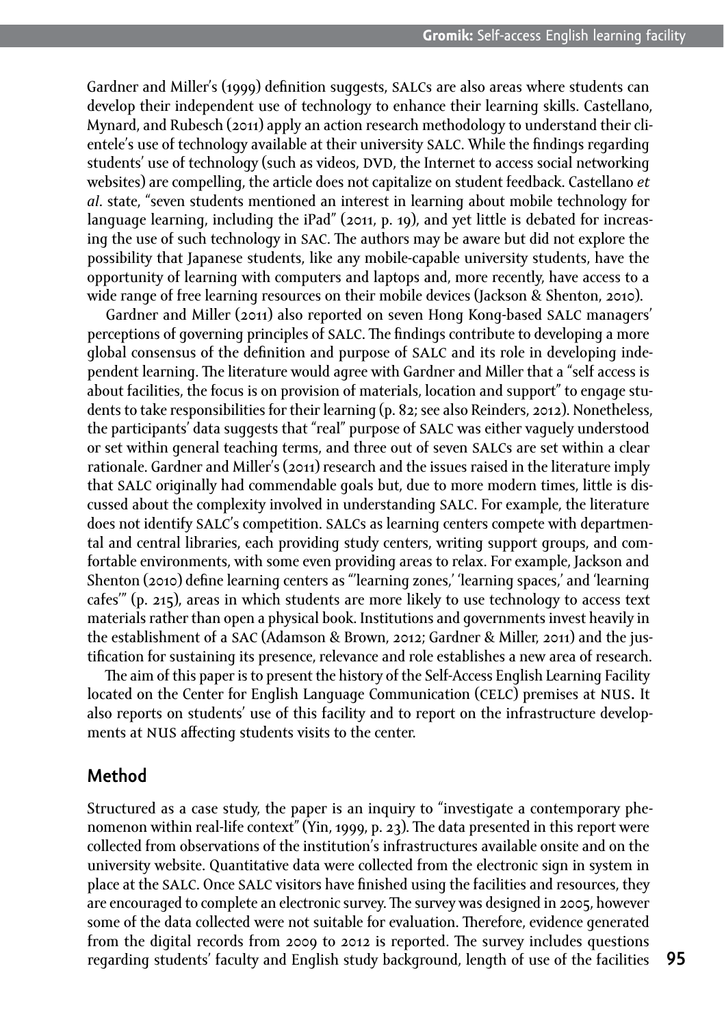Gardner and Miller's (1999) definition suggests, SALCs are also areas where students can develop their independent use of technology to enhance their learning skills. Castellano, Mynard, and Rubesch (2011) apply an action research methodology to understand their clientele's use of technology available at their university SALC. While the findings regarding students' use of technology (such as videos, DVD, the Internet to access social networking websites) are compelling, the article does not capitalize on student feedback. Castellano *et al*. state, "seven students mentioned an interest in learning about mobile technology for language learning, including the iPad" (2011, p. 19), and yet little is debated for increasing the use of such technology in SAC. The authors may be aware but did not explore the possibility that Japanese students, like any mobile-capable university students, have the opportunity of learning with computers and laptops and, more recently, have access to a wide range of free learning resources on their mobile devices (Jackson & Shenton, 2010).

Gardner and Miller (2011) also reported on seven Hong Kong-based SALC managers' perceptions of governing principles of SALC. The findings contribute to developing a more global consensus of the definition and purpose of SALC and its role in developing independent learning. The literature would agree with Gardner and Miller that a "self access is about facilities, the focus is on provision of materials, location and support" to engage students to take responsibilities for their learning (p. 82; see also Reinders, 2012). Nonetheless, the participants' data suggests that "real" purpose of SALC was either vaguely understood or set within general teaching terms, and three out of seven SALCs are set within a clear rationale. Gardner and Miller's (2011) research and the issues raised in the literature imply that SALC originally had commendable goals but, due to more modern times, little is discussed about the complexity involved in understanding SALC. For example, the literature does not identify SALC's competition. SALCs as learning centers compete with departmental and central libraries, each providing study centers, writing support groups, and comfortable environments, with some even providing areas to relax. For example, Jackson and Shenton (2010) define learning centers as "'learning zones,' 'learning spaces,' and 'learning cafes'" (p. 215), areas in which students are more likely to use technology to access text materials rather than open a physical book. Institutions and governments invest heavily in the establishment of a SAC (Adamson & Brown, 2012; Gardner & Miller, 2011) and the justification for sustaining its presence, relevance and role establishes a new area of research.

The aim of this paper is to present the history of the Self-Access English Learning Facility located on the Center for English Language Communication (CELC) premises at NUS. It also reports on students' use of this facility and to report on the infrastructure developments at NUS affecting students visits to the center.

## Method

Structured as a case study, the paper is an inquiry to "investigate a contemporary phenomenon within real-life context" (Yin, 1999, p. 23). The data presented in this report were collected from observations of the institution's infrastructures available onsite and on the university website. Quantitative data were collected from the electronic sign in system in place at the SALC. Once SALC visitors have finished using the facilities and resources, they are encouraged to complete an electronic survey. The survey was designed in 2005, however some of the data collected were not suitable for evaluation. Therefore, evidence generated from the digital records from 2009 to 2012 is reported. The survey includes questions regarding students' faculty and English study background, length of use of the facilities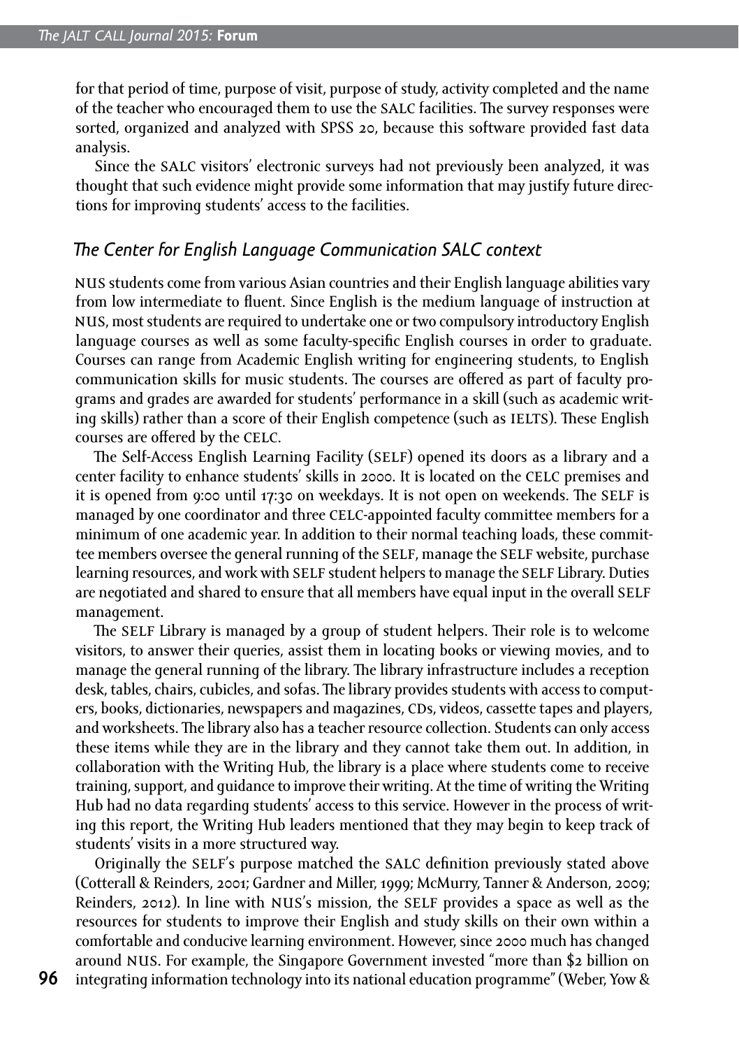for that period of time, purpose of visit, purpose of study, activity completed and the name of the teacher who encouraged them to use the SALC facilities. The survey responses were sorted, organized and analyzed with SPSS 20, because this software provided fast data analysis.

Since the SALC visitors' electronic surveys had not previously been analyzed, it was thought that such evidence might provide some information that may justify future directions for improving students' access to the facilities.

## The Center for English Language Communication SALC context

NUS students come from various Asian countries and their English language abilities vary from low intermediate to fluent. Since English is the medium language of instruction at NUS, most students are required to undertake one or two compulsory introductory English language courses as well as some faculty-specific English courses in order to graduate. Courses can range from Academic English writing for engineering students, to English communication skills for music students. The courses are offered as part of faculty programs and grades are awarded for students' performance in a skill (such as academic writing skills) rather than a score of their English competence (such as IELTS). These English courses are offered by the CELC.

The Self-Access English Learning Facility (SELF) opened its doors as a library and a center facility to enhance students' skills in 2000. It is located on the CELC premises and it is opened from 9:00 until 17:30 on weekdays. It is not open on weekends. The SELF is managed by one coordinator and three CELC-appointed faculty committee members for a minimum of one academic year. In addition to their normal teaching loads, these committee members oversee the general running of the SELF, manage the SELF website, purchase learning resources, and work with SELF student helpers to manage the SELF Library. Duties are negotiated and shared to ensure that all members have equal input in the overall SELF management.

The SELF Library is managed by a group of student helpers. Their role is to welcome visitors, to answer their queries, assist them in locating books or viewing movies, and to manage the general running of the library. The library infrastructure includes a reception desk, tables, chairs, cubicles, and sofas. The library provides students with access to computers, books, dictionaries, newspapers and magazines, CDs, videos, cassette tapes and players, and worksheets. The library also has a teacher resource collection. Students can only access these items while they are in the library and they cannot take them out. In addition, in collaboration with the Writing Hub, the library is a place where students come to receive training, support, and guidance to improve their writing. At the time of writing the Writing Hub had no data regarding students' access to this service. However in the process of writing this report, the Writing Hub leaders mentioned that they may begin to keep track of students' visits in a more structured way.

Originally the SELF's purpose matched the SALC definition previously stated above (Cotterall & Reinders, 2001; Gardner and Miller, 1999; McMurry, Tanner & Anderson, 2009; Reinders, 2012). In line with NUS's mission, the SELF provides a space as well as the resources for students to improve their English and study skills on their own within a comfortable and conducive learning environment. However, since 2000 much has changed around NUS. For example, the Singapore Government invested "more than $2 billion on integrating information technology into its national education programme" (Weber, Yow &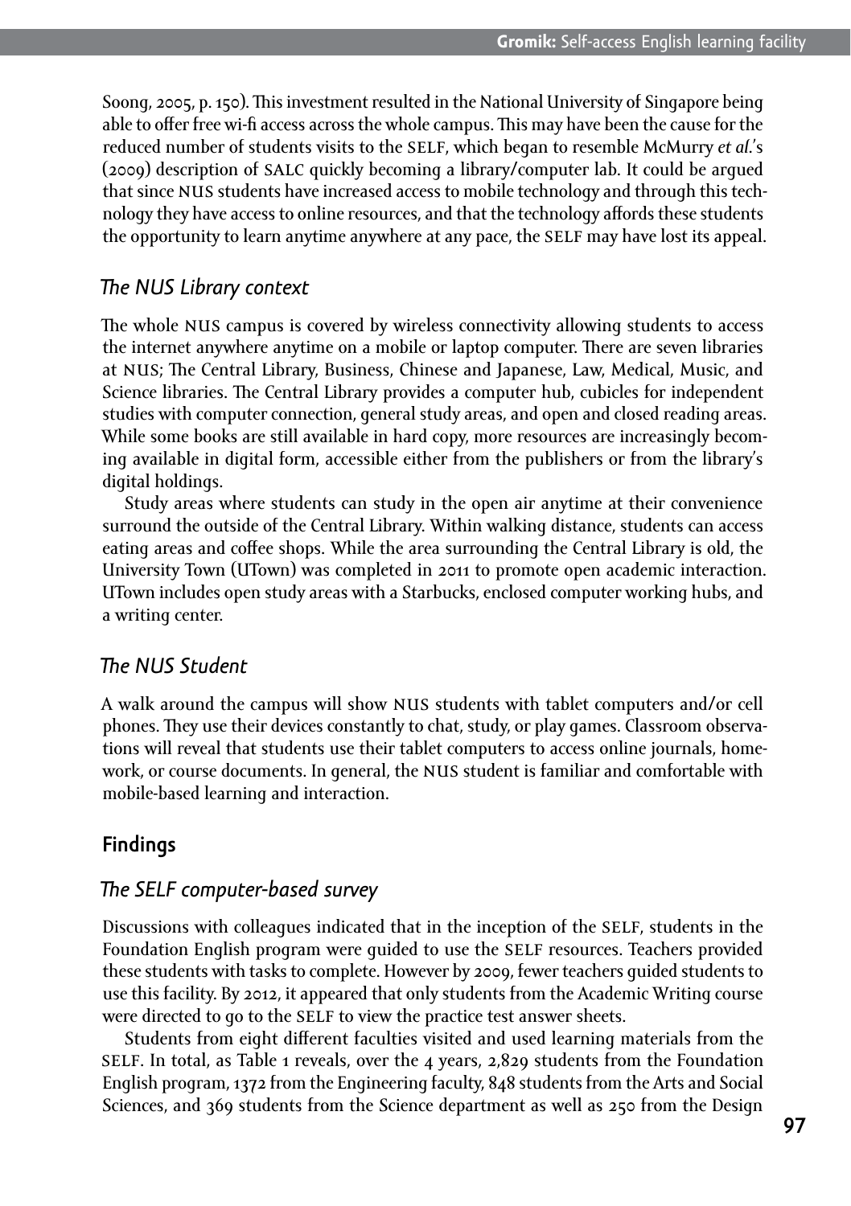Soong, 2005, p. 150). This investment resulted in the National University of Singapore being able to offer free wi-fi access across the whole campus. This may have been the cause for the reduced number of students visits to the SELF, which began to resemble McMurry *et al.*'s (2009) description of SALC quickly becoming a library/computer lab. It could be argued that since NUS students have increased access to mobile technology and through this technology they have access to online resources, and that the technology affords these students the opportunity to learn anytime anywhere at any pace, the SELF may have lost its appeal.

### *The NUS Library context*

The whole NUS campus is covered by wireless connectivity allowing students to access the internet anywhere anytime on a mobile or laptop computer. There are seven libraries at NUS; The Central Library, Business, Chinese and Japanese, Law, Medical, Music, and Science libraries. The Central Library provides a computer hub, cubicles for independent studies with computer connection, general study areas, and open and closed reading areas. While some books are still available in hard copy, more resources are increasingly becoming available in digital form, accessible either from the publishers or from the library's digital holdings.

Study areas where students can study in the open air anytime at their convenience surround the outside of the Central Library. Within walking distance, students can access eating areas and coffee shops. While the area surrounding the Central Library is old, the University Town (UTown) was completed in 2011 to promote open academic interaction. UTown includes open study areas with a Starbucks, enclosed computer working hubs, and a writing center.

### *The NUS Student*

A walk around the campus will show NUS students with tablet computers and/or cell phones. They use their devices constantly to chat, study, or play games. Classroom observations will reveal that students use their tablet computers to access online journals, homework, or course documents. In general, the NUS student is familiar and comfortable with mobile-based learning and interaction.

## Findings

### *The SELF computer-based survey*

Discussions with colleagues indicated that in the inception of the SELF, students in the Foundation English program were guided to use the SELF resources. Teachers provided these students with tasks to complete. However by 2009, fewer teachers guided students to use this facility. By 2012, it appeared that only students from the Academic Writing course were directed to go to the SELF to view the practice test answer sheets.

Students from eight different faculties visited and used learning materials from the SELF. In total, as Table 1 reveals, over the 4 years, 2,829 students from the Foundation English program, 1372 from the Engineering faculty, 848 students from the Arts and Social Sciences, and 369 students from the Science department as well as 250 from the Design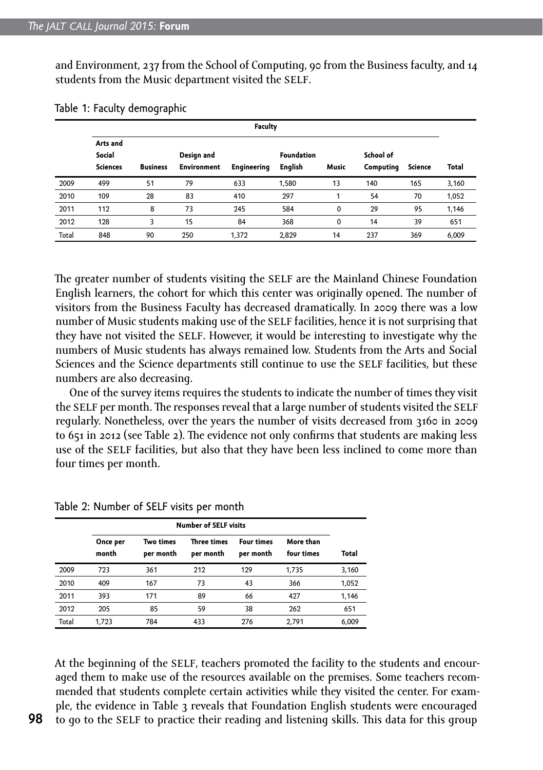and Environment, 237 from the School of Computing, 90 from the Business faculty, and 14 students from the Music department visited the SELF.

Table 1: Faculty demographic

| | Faculty | | | | | | | | |
|---|---|---|---|---|---|---|---|---|---|
| | Arts and Social Sciences | Business | Design and Environment | Engineering | Foundation English | Music | School of Computing | Science | Total |
| 2009 | 499 | 51 | 79 | 633 | 1,580 | 13 | 140 | 165 | 3,160 |
| 2010 | 109 | 28 | 83 | 410 | 297 | 1 | 54 | 70 | 1,052 |
| 2011 | 112 | 8 | 73 | 245 | 584 | 0 | 29 | 95 | 1,146 |
| 2012 | 128 | 3 | 15 | 84 | 368 | 0 | 14 | 39 | 651 |
| Total | 848 | 90 | 250 | 1,372 | 2,829 | 14 | 237 | 369 | 6,009 |

The greater number of students visiting the SELF are the Mainland Chinese Foundation English learners, the cohort for which this center was originally opened. The number of visitors from the Business Faculty has decreased dramatically. In 2009 there was a low number of Music students making use of the SELF facilities, hence it is not surprising that they have not visited the SELF. However, it would be interesting to investigate why the numbers of Music students has always remained low. Students from the Arts and Social Sciences and the Science departments still continue to use the SELF facilities, but these numbers are also decreasing.

One of the survey items requires the students to indicate the number of times they visit the SELF per month. The responses reveal that a large number of students visited the SELF regularly. Nonetheless, over the years the number of visits decreased from 3160 in 2009 to 651 in 2012 (see Table 2). The evidence not only confirms that students are making less use of the SELF facilities, but also that they have been less inclined to come more than four times per month.

Table 2: Number of SELF visits per month

| | Number of SELF visits | | | | | |
|---|---|---|---|---|---|---|
| | Once per month | Two times per month | Three times per month | Four times per month | More than four times | Total |
| 2009 | 723 | 361 | 212 | 129 | 1,735 | 3,160 |
| 2010 | 409 | 167 | 73 | 43 | 366 | 1,052 |
| 2011 | 393 | 171 | 89 | 66 | 427 | 1,146 |
| 2012 | 205 | 85 | 59 | 38 | 262 | 651 |
| Total | 1,723 | 784 | 433 | 276 | 2,791 | 6,009 |

At the beginning of the SELF, teachers promoted the facility to the students and encouraged them to make use of the resources available on the premises. Some teachers recommended that students complete certain activities while they visited the center. For example, the evidence in Table 3 reveals that Foundation English students were encouraged to go to the SELF to practice their reading and listening skills. This data for this group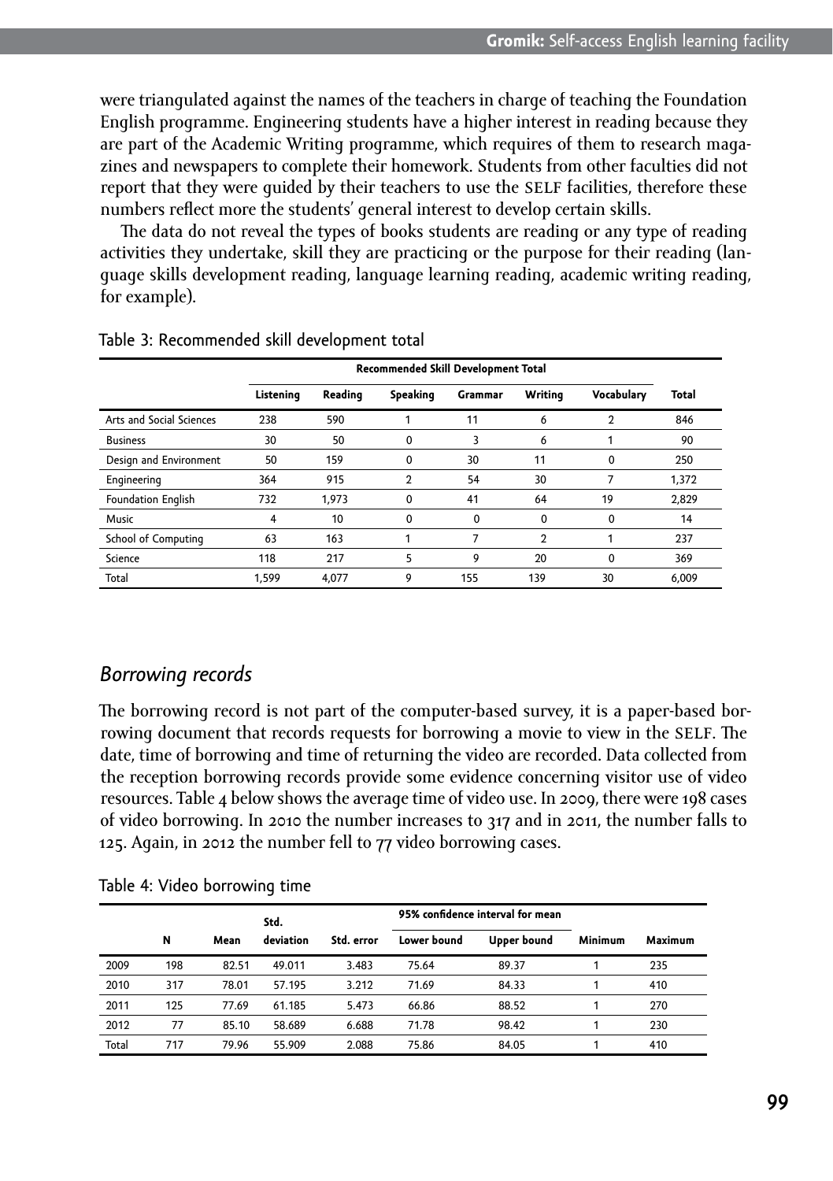were triangulated against the names of the teachers in charge of teaching the Foundation English programme. Engineering students have a higher interest in reading because they are part of the Academic Writing programme, which requires of them to research magazines and newspapers to complete their homework. Students from other faculties did not report that they were guided by their teachers to use the SELF facilities, therefore these numbers reflect more the students' general interest to develop certain skills.

The data do not reveal the types of books students are reading or any type of reading activities they undertake, skill they are practicing or the purpose for their reading (language skills development reading, language learning reading, academic writing reading, for example).

Table 3: Recommended skill development total

| | Recommended Skill Development Total | | | | | | |
|---|---|---|---|---|---|---|---|
| | Listening | Reading | Speaking | Grammar | Writing | Vocabulary | Total |
| Arts and Social Sciences | 238 | 590 | 1 | 11 | 6 | 2 | 846 |
| Business | 30 | 50 | 0 | 3 | 6 | 1 | 90 |
| Design and Environment | 50 | 159 | 0 | 30 | 11 | 0 | 250 |
| Engineering | 364 | 915 | 2 | 54 | 30 | 7 | 1,372 |
| Foundation English | 732 | 1,973 | 0 | 41 | 64 | 19 | 2,829 |
| Music | 4 | 10 | 0 | 0 | 0 | 0 | 14 |
| School of Computing | 63 | 163 | 1 | 7 | 2 | 1 | 237 |
| Science | 118 | 217 | 5 | 9 | 20 | 0 | 369 |
| Total | 1,599 | 4,077 | 9 | 155 | 139 | 30 | 6,009 |

## *Borrowing records*

The borrowing record is not part of the computer-based survey, it is a paper-based borrowing document that records requests for borrowing a movie to view in the SELF. The date, time of borrowing and time of returning the video are recorded. Data collected from the reception borrowing records provide some evidence concerning visitor use of video resources. Table 4 below shows the average time of video use. In 2009, there were 198 cases of video borrowing. In 2010 the number increases to 317 and in 2011, the number falls to 125. Again, in 2012 the number fell to 77 video borrowing cases.

Table 4: Video borrowing time

| | N | Mean | Std. deviation | Std. error | 95% confidence interval for mean | | Minimum | Maximum |
|---|---|---|---|---|---|---|---|---|
| | | | | | Lower bound | Upper bound | | |
| 2009 | 198 | 82.51 | 49.011 | 3.483 | 75.64 | 89.37 | 1 | 235 |
| 2010 | 317 | 78.01 | 57.195 | 3.212 | 71.69 | 84.33 | 1 | 410 |
| 2011 | 125 | 77.69 | 61.185 | 5.473 | 66.86 | 88.52 | 1 | 270 |
| 2012 | 77 | 85.10 | 58.689 | 6.688 | 71.78 | 98.42 | 1 | 230 |
| Total | 717 | 79.96 | 55.909 | 2.088 | 75.86 | 84.05 | 1 | 410 |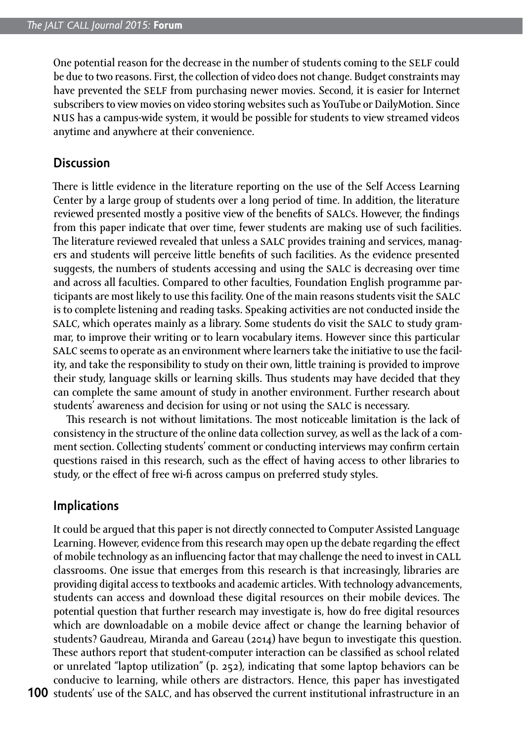One potential reason for the decrease in the number of students coming to the SELF could be due to two reasons. First, the collection of video does not change. Budget constraints may have prevented the SELF from purchasing newer movies. Second, it is easier for Internet subscribers to view movies on video storing websites such as YouTube or DailyMotion. Since NUS has a campus-wide system, it would be possible for students to view streamed videos anytime and anywhere at their convenience.

## Discussion

There is little evidence in the literature reporting on the use of the Self Access Learning Center by a large group of students over a long period of time. In addition, the literature reviewed presented mostly a positive view of the benefits of SALCs. However, the findings from this paper indicate that over time, fewer students are making use of such facilities. The literature reviewed revealed that unless a SALC provides training and services, managers and students will perceive little benefits of such facilities. As the evidence presented suggests, the numbers of students accessing and using the SALC is decreasing over time and across all faculties. Compared to other faculties, Foundation English programme participants are most likely to use this facility. One of the main reasons students visit the SALC is to complete listening and reading tasks. Speaking activities are not conducted inside the SALC, which operates mainly as a library. Some students do visit the SALC to study grammar, to improve their writing or to learn vocabulary items. However since this particular SALC seems to operate as an environment where learners take the initiative to use the facility, and take the responsibility to study on their own, little training is provided to improve their study, language skills or learning skills. Thus students may have decided that they can complete the same amount of study in another environment. Further research about students' awareness and decision for using or not using the SALC is necessary.

This research is not without limitations. The most noticeable limitation is the lack of consistency in the structure of the online data collection survey, as well as the lack of a comment section. Collecting students' comment or conducting interviews may confirm certain questions raised in this research, such as the effect of having access to other libraries to study, or the effect of free wi-fi across campus on preferred study styles.

## Implications

It could be argued that this paper is not directly connected to Computer Assisted Language Learning. However, evidence from this research may open up the debate regarding the effect of mobile technology as an influencing factor that may challenge the need to invest in CALL classrooms. One issue that emerges from this research is that increasingly, libraries are providing digital access to textbooks and academic articles. With technology advancements, students can access and download these digital resources on their mobile devices. The potential question that further research may investigate is, how do free digital resources which are downloadable on a mobile device affect or change the learning behavior of students? Gaudreau, Miranda and Gareau (2014) have begun to investigate this question. These authors report that student-computer interaction can be classified as school related or unrelated "laptop utilization" (p. 252), indicating that some laptop behaviors can be conducive to learning, while others are distractors. Hence, this paper has investigated students' use of the SALC, and has observed the current institutional infrastructure in an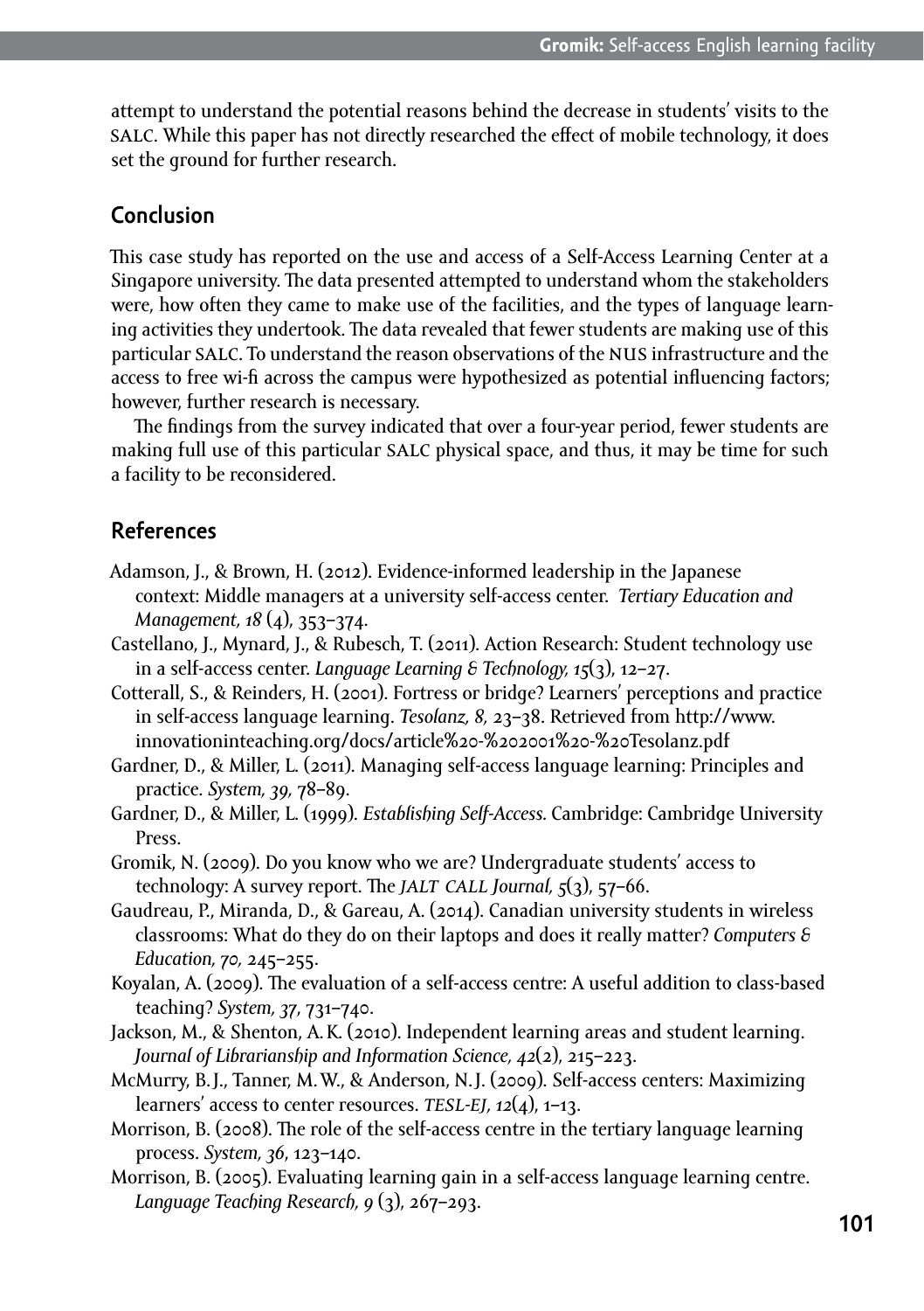attempt to understand the potential reasons behind the decrease in students' visits to the SALC. While this paper has not directly researched the effect of mobile technology, it does set the ground for further research.

## Conclusion

This case study has reported on the use and access of a Self-Access Learning Center at a Singapore university. The data presented attempted to understand whom the stakeholders were, how often they came to make use of the facilities, and the types of language learning activities they undertook. The data revealed that fewer students are making use of this particular SALC. To understand the reason observations of the NUS infrastructure and the access to free wi-fi across the campus were hypothesized as potential influencing factors; however, further research is necessary.

The findings from the survey indicated that over a four-year period, fewer students are making full use of this particular SALC physical space, and thus, it may be time for such a facility to be reconsidered.

## References

Adamson, J., & Brown, H. (2012). Evidence-informed leadership in the Japanese context: Middle managers at a university self-access center. *Tertiary Education and Management, 18* (4), 353–374.

Castellano, J., Mynard, J., & Rubesch, T. (2011). Action Research: Student technology use in a self-access center. *Language Learning & Technology, 15*(3), 12–27.

Cotterall, S., & Reinders, H. (2001). Fortress or bridge? Learners' perceptions and practice in self-access language learning. *Tesolanz, 8,* 23–38. Retrieved from http://www.innovationinteaching.org/docs/article%20-%202001%20-%20Tesolanz.pdf

Gardner, D., & Miller, L. (2011). Managing self-access language learning: Principles and practice. *System, 39,* 78–89.

Gardner, D., & Miller, L. (1999). *Establishing Self-Access.* Cambridge: Cambridge University Press.

Gromik, N. (2009). Do you know who we are? Undergraduate students' access to technology: A survey report. The *JALT CALL Journal, 5*(3), 57–66.

Gaudreau, P., Miranda, D., & Gareau, A. (2014). Canadian university students in wireless classrooms: What do they do on their laptops and does it really matter? *Computers & Education, 70,* 245–255.

Koyalan, A. (2009). The evaluation of a self-access centre: A useful addition to class-based teaching? *System, 37*, 731–740.

Jackson, M., & Shenton, A. K. (2010). Independent learning areas and student learning. *Journal of Librarianship and Information Science, 42*(2), 215–223.

McMurry, B. J., Tanner, M. W., & Anderson, N. J. (2009). Self-access centers: Maximizing learners' access to center resources. *TESL-EJ, 12*(4), 1–13.

Morrison, B. (2008). The role of the self-access centre in the tertiary language learning process. *System, 36*, 123–140.

Morrison, B. (2005). Evaluating learning gain in a self-access language learning centre. *Language Teaching Research, 9* (3), 267–293.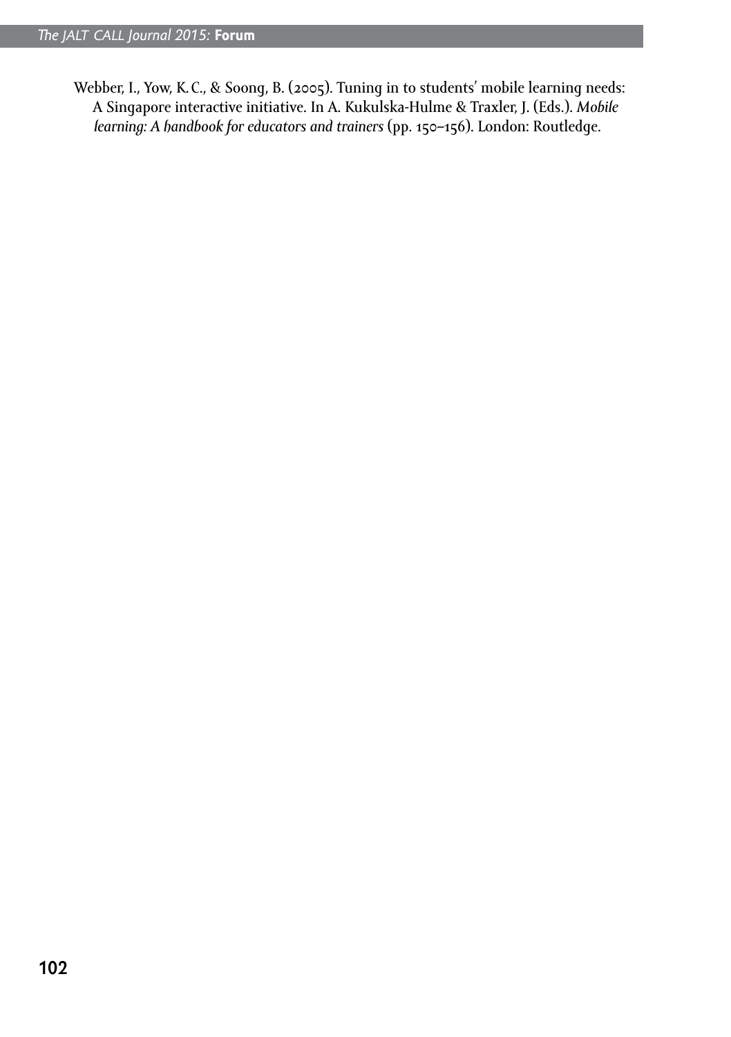Webber, I., Yow, K. C., & Soong, B. (2005). Tuning in to students' mobile learning needs: A Singapore interactive initiative. In A. Kukulska-Hulme & Traxler, J. (Eds.). *Mobile learning: A handbook for educators and trainers* (pp. 150–156). London: Routledge.